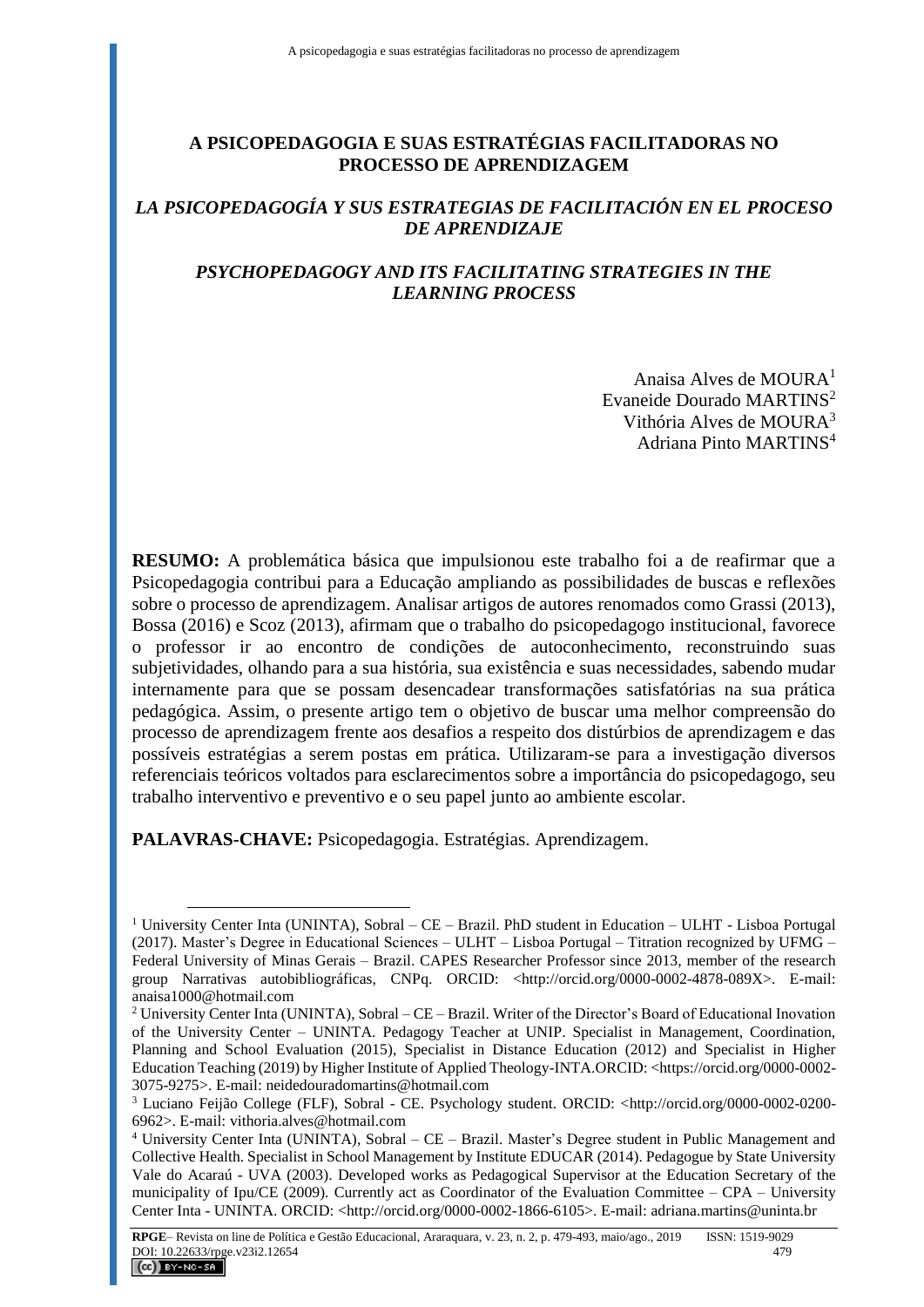# A PSICOPEDAGOGIA E SUAS ESTRATÉGIAS FACILITADORAS NO PROCESSO DE APRENDIZAGEM

## *LA PSICOPEDAGOGÍA Y SUS ESTRATEGIAS DE FACILITACIÓN EN EL PROCESO DE APRENDIZAJE*

## *PSYCHOPEDAGOGY AND ITS FACILITATING STRATEGIES IN THE LEARNING PROCESS*

Anaisa Alves de MOURA[1]
Evaneide Dourado MARTINS[2]
Vithória Alves de MOURA[3]
Adriana Pinto MARTINS[4]

**RESUMO:** A problemática básica que impulsionou este trabalho foi a de reafirmar que a Psicopedagogia contribui para a Educação ampliando as possibilidades de buscas e reflexões sobre o processo de aprendizagem. Analisar artigos de autores renomados como Grassi (2013), Bossa (2016) e Scoz (2013), afirmam que o trabalho do psicopedagogo institucional, favorece o professor ir ao encontro de condições de autoconhecimento, reconstruindo suas subjetividades, olhando para a sua história, sua existência e suas necessidades, sabendo mudar internamente para que se possam desencadear transformações satisfatórias na sua prática pedagógica. Assim, o presente artigo tem o objetivo de buscar uma melhor compreensão do processo de aprendizagem frente aos desafios a respeito dos distúrbios de aprendizagem e das possíveis estratégias a serem postas em prática. Utilizaram-se para a investigação diversos referenciais teóricos voltados para esclarecimentos sobre a importância do psicopedagogo, seu trabalho interventivo e preventivo e o seu papel junto ao ambiente escolar.

**PALAVRAS-CHAVE:** Psicopedagogia. Estratégias. Aprendizagem.

---

[1] University Center Inta (UNINTA), Sobral – CE – Brazil. PhD student in Education – ULHT - Lisboa Portugal (2017). Master's Degree in Educational Sciences – ULHT – Lisboa Portugal – Titration recognized by UFMG – Federal University of Minas Gerais – Brazil. CAPES Researcher Professor since 2013, member of the research group Narrativas autobibliográficas, CNPq. ORCID: <http://orcid.org/0000-0002-4878-089X>. E-mail: anaisa1000@hotmail.com

[2] University Center Inta (UNINTA), Sobral – CE – Brazil. Writer of the Director's Board of Educational Inovation of the University Center – UNINTA. Pedagogy Teacher at UNIP. Specialist in Management, Coordination, Planning and School Evaluation (2015), Specialist in Distance Education (2012) and Specialist in Higher Education Teaching (2019) by Higher Institute of Applied Theology-INTA.ORCID: <https://orcid.org/0000-0002-3075-9275>. E-mail: neidedouradomartins@hotmail.com

[3] Luciano Feijão College (FLF), Sobral - CE. Psychology student. ORCID: <http://orcid.org/0000-0002-0200-6962>. E-mail: vithoria.alves@hotmail.com

[4] University Center Inta (UNINTA), Sobral – CE – Brazil. Master's Degree student in Public Management and Collective Health. Specialist in School Management by Institute EDUCAR (2014). Pedagogue by State University Vale do Acaraú - UVA (2003). Developed works as Pedagogical Supervisor at the Education Secretary of the municipality of Ipu/CE (2009). Currently act as Coordinator of the Evaluation Committee – CPA – University Center Inta - UNINTA. ORCID: <http://orcid.org/0000-0002-1866-6105>. E-mail: adriana.martins@uninta.br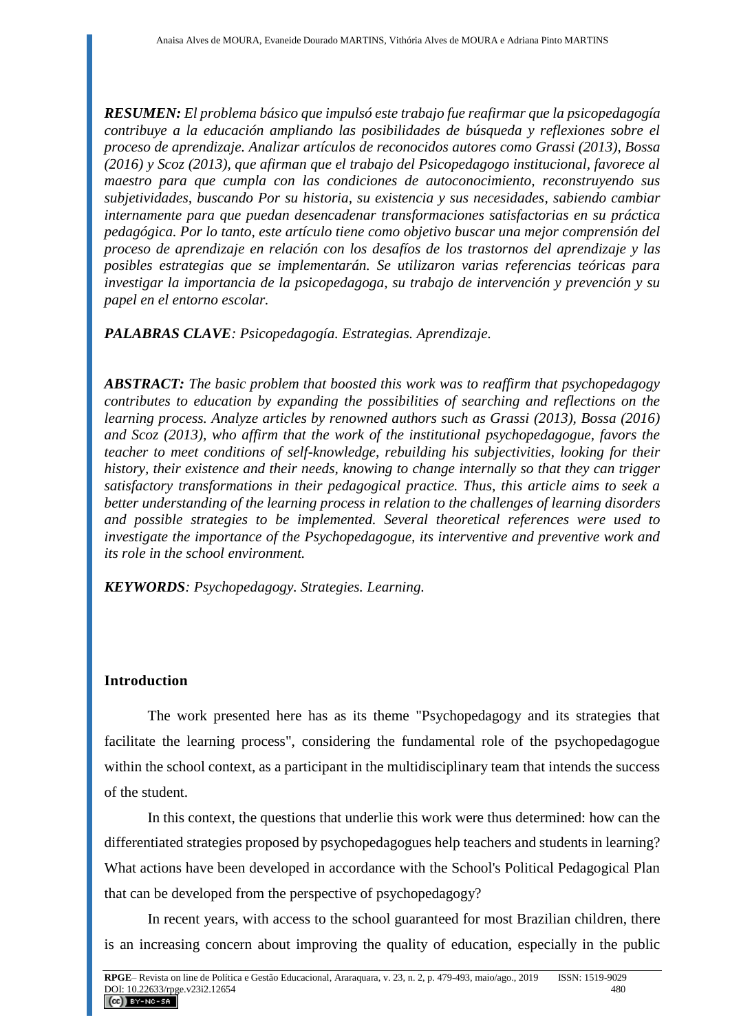***RESUMEN:*** *El problema básico que impulsó este trabajo fue reafirmar que la psicopedagogía contribuye a la educación ampliando las posibilidades de búsqueda y reflexiones sobre el proceso de aprendizaje. Analizar artículos de reconocidos autores como Grassi (2013), Bossa (2016) y Scoz (2013), que afirman que el trabajo del Psicopedagogo institucional, favorece al maestro para que cumpla con las condiciones de autoconocimiento, reconstruyendo sus subjetividades, buscando Por su historia, su existencia y sus necesidades, sabiendo cambiar internamente para que puedan desencadenar transformaciones satisfactorias en su práctica pedagógica. Por lo tanto, este artículo tiene como objetivo buscar una mejor comprensión del proceso de aprendizaje en relación con los desafíos de los trastornos del aprendizaje y las posibles estrategias que se implementarán. Se utilizaron varias referencias teóricas para investigar la importancia de la psicopedagoga, su trabajo de intervención y prevención y su papel en el entorno escolar.*

***PALABRAS CLAVE****: Psicopedagogía. Estrategias. Aprendizaje.*

***ABSTRACT:*** *The basic problem that boosted this work was to reaffirm that psychopedagogy contributes to education by expanding the possibilities of searching and reflections on the learning process. Analyze articles by renowned authors such as Grassi (2013), Bossa (2016) and Scoz (2013), who affirm that the work of the institutional psychopedagogue, favors the teacher to meet conditions of self-knowledge, rebuilding his subjectivities, looking for their history, their existence and their needs, knowing to change internally so that they can trigger satisfactory transformations in their pedagogical practice. Thus, this article aims to seek a better understanding of the learning process in relation to the challenges of learning disorders and possible strategies to be implemented. Several theoretical references were used to investigate the importance of the Psychopedagogue, its interventive and preventive work and its role in the school environment.*

***KEYWORDS****: Psychopedagogy. Strategies. Learning.*

## Introduction

The work presented here has as its theme "Psychopedagogy and its strategies that facilitate the learning process", considering the fundamental role of the psychopedagogue within the school context, as a participant in the multidisciplinary team that intends the success of the student.

In this context, the questions that underlie this work were thus determined: how can the differentiated strategies proposed by psychopedagogues help teachers and students in learning? What actions have been developed in accordance with the School's Political Pedagogical Plan that can be developed from the perspective of psychopedagogy?

In recent years, with access to the school guaranteed for most Brazilian children, there is an increasing concern about improving the quality of education, especially in the public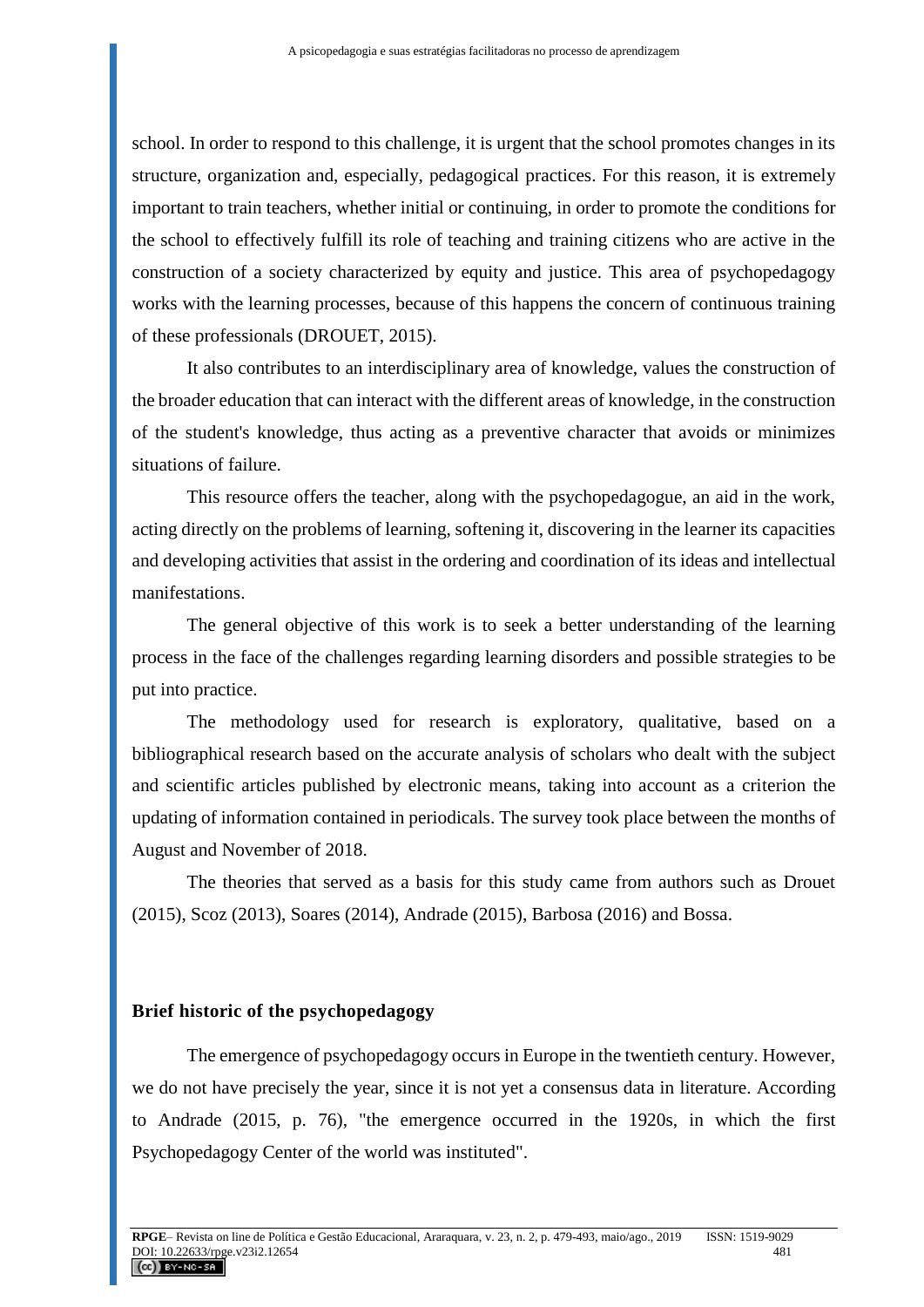school. In order to respond to this challenge, it is urgent that the school promotes changes in its structure, organization and, especially, pedagogical practices. For this reason, it is extremely important to train teachers, whether initial or continuing, in order to promote the conditions for the school to effectively fulfill its role of teaching and training citizens who are active in the construction of a society characterized by equity and justice. This area of psychopedagogy works with the learning processes, because of this happens the concern of continuous training of these professionals (DROUET, 2015).

It also contributes to an interdisciplinary area of knowledge, values the construction of the broader education that can interact with the different areas of knowledge, in the construction of the student's knowledge, thus acting as a preventive character that avoids or minimizes situations of failure.

This resource offers the teacher, along with the psychopedagogue, an aid in the work, acting directly on the problems of learning, softening it, discovering in the learner its capacities and developing activities that assist in the ordering and coordination of its ideas and intellectual manifestations.

The general objective of this work is to seek a better understanding of the learning process in the face of the challenges regarding learning disorders and possible strategies to be put into practice.

The methodology used for research is exploratory, qualitative, based on a bibliographical research based on the accurate analysis of scholars who dealt with the subject and scientific articles published by electronic means, taking into account as a criterion the updating of information contained in periodicals. The survey took place between the months of August and November of 2018.

The theories that served as a basis for this study came from authors such as Drouet (2015), Scoz (2013), Soares (2014), Andrade (2015), Barbosa (2016) and Bossa.

## Brief historic of the psychopedagogy

The emergence of psychopedagogy occurs in Europe in the twentieth century. However, we do not have precisely the year, since it is not yet a consensus data in literature. According to Andrade (2015, p. 76), "the emergence occurred in the 1920s, in which the first Psychopedagogy Center of the world was instituted".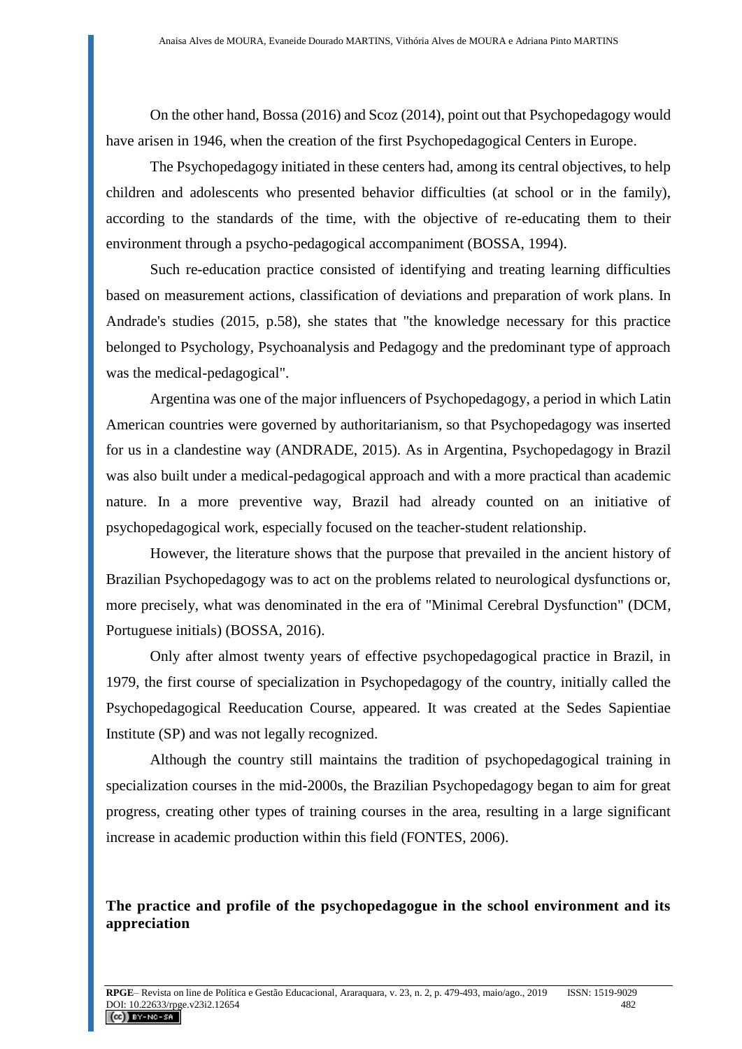On the other hand, Bossa (2016) and Scoz (2014), point out that Psychopedagogy would have arisen in 1946, when the creation of the first Psychopedagogical Centers in Europe.

The Psychopedagogy initiated in these centers had, among its central objectives, to help children and adolescents who presented behavior difficulties (at school or in the family), according to the standards of the time, with the objective of re-educating them to their environment through a psycho-pedagogical accompaniment (BOSSA, 1994).

Such re-education practice consisted of identifying and treating learning difficulties based on measurement actions, classification of deviations and preparation of work plans. In Andrade's studies (2015, p.58), she states that "the knowledge necessary for this practice belonged to Psychology, Psychoanalysis and Pedagogy and the predominant type of approach was the medical-pedagogical".

Argentina was one of the major influencers of Psychopedagogy, a period in which Latin American countries were governed by authoritarianism, so that Psychopedagogy was inserted for us in a clandestine way (ANDRADE, 2015). As in Argentina, Psychopedagogy in Brazil was also built under a medical-pedagogical approach and with a more practical than academic nature. In a more preventive way, Brazil had already counted on an initiative of psychopedagogical work, especially focused on the teacher-student relationship.

However, the literature shows that the purpose that prevailed in the ancient history of Brazilian Psychopedagogy was to act on the problems related to neurological dysfunctions or, more precisely, what was denominated in the era of "Minimal Cerebral Dysfunction" (DCM, Portuguese initials) (BOSSA, 2016).

Only after almost twenty years of effective psychopedagogical practice in Brazil, in 1979, the first course of specialization in Psychopedagogy of the country, initially called the Psychopedagogical Reeducation Course, appeared. It was created at the Sedes Sapientiae Institute (SP) and was not legally recognized.

Although the country still maintains the tradition of psychopedagogical training in specialization courses in the mid-2000s, the Brazilian Psychopedagogy began to aim for great progress, creating other types of training courses in the area, resulting in a large significant increase in academic production within this field (FONTES, 2006).

## The practice and profile of the psychopedagogue in the school environment and its appreciation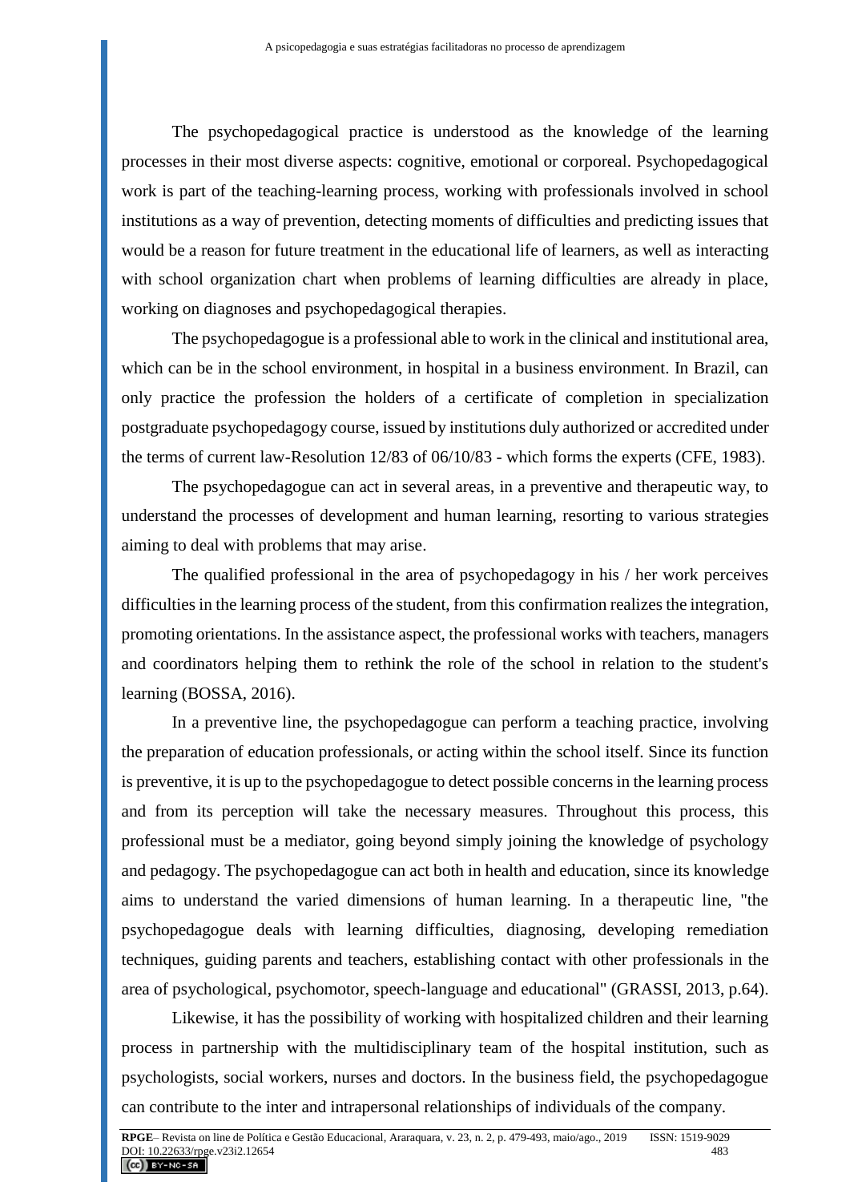The psychopedagogical practice is understood as the knowledge of the learning processes in their most diverse aspects: cognitive, emotional or corporeal. Psychopedagogical work is part of the teaching-learning process, working with professionals involved in school institutions as a way of prevention, detecting moments of difficulties and predicting issues that would be a reason for future treatment in the educational life of learners, as well as interacting with school organization chart when problems of learning difficulties are already in place, working on diagnoses and psychopedagogical therapies.

The psychopedagogue is a professional able to work in the clinical and institutional area, which can be in the school environment, in hospital in a business environment. In Brazil, can only practice the profession the holders of a certificate of completion in specialization postgraduate psychopedagogy course, issued by institutions duly authorized or accredited under the terms of current law-Resolution 12/83 of 06/10/83 - which forms the experts (CFE, 1983).

The psychopedagogue can act in several areas, in a preventive and therapeutic way, to understand the processes of development and human learning, resorting to various strategies aiming to deal with problems that may arise.

The qualified professional in the area of psychopedagogy in his / her work perceives difficulties in the learning process of the student, from this confirmation realizes the integration, promoting orientations. In the assistance aspect, the professional works with teachers, managers and coordinators helping them to rethink the role of the school in relation to the student's learning (BOSSA, 2016).

In a preventive line, the psychopedagogue can perform a teaching practice, involving the preparation of education professionals, or acting within the school itself. Since its function is preventive, it is up to the psychopedagogue to detect possible concerns in the learning process and from its perception will take the necessary measures. Throughout this process, this professional must be a mediator, going beyond simply joining the knowledge of psychology and pedagogy. The psychopedagogue can act both in health and education, since its knowledge aims to understand the varied dimensions of human learning. In a therapeutic line, "the psychopedagogue deals with learning difficulties, diagnosing, developing remediation techniques, guiding parents and teachers, establishing contact with other professionals in the area of psychological, psychomotor, speech-language and educational" (GRASSI, 2013, p.64).

Likewise, it has the possibility of working with hospitalized children and their learning process in partnership with the multidisciplinary team of the hospital institution, such as psychologists, social workers, nurses and doctors. In the business field, the psychopedagogue can contribute to the inter and intrapersonal relationships of individuals of the company.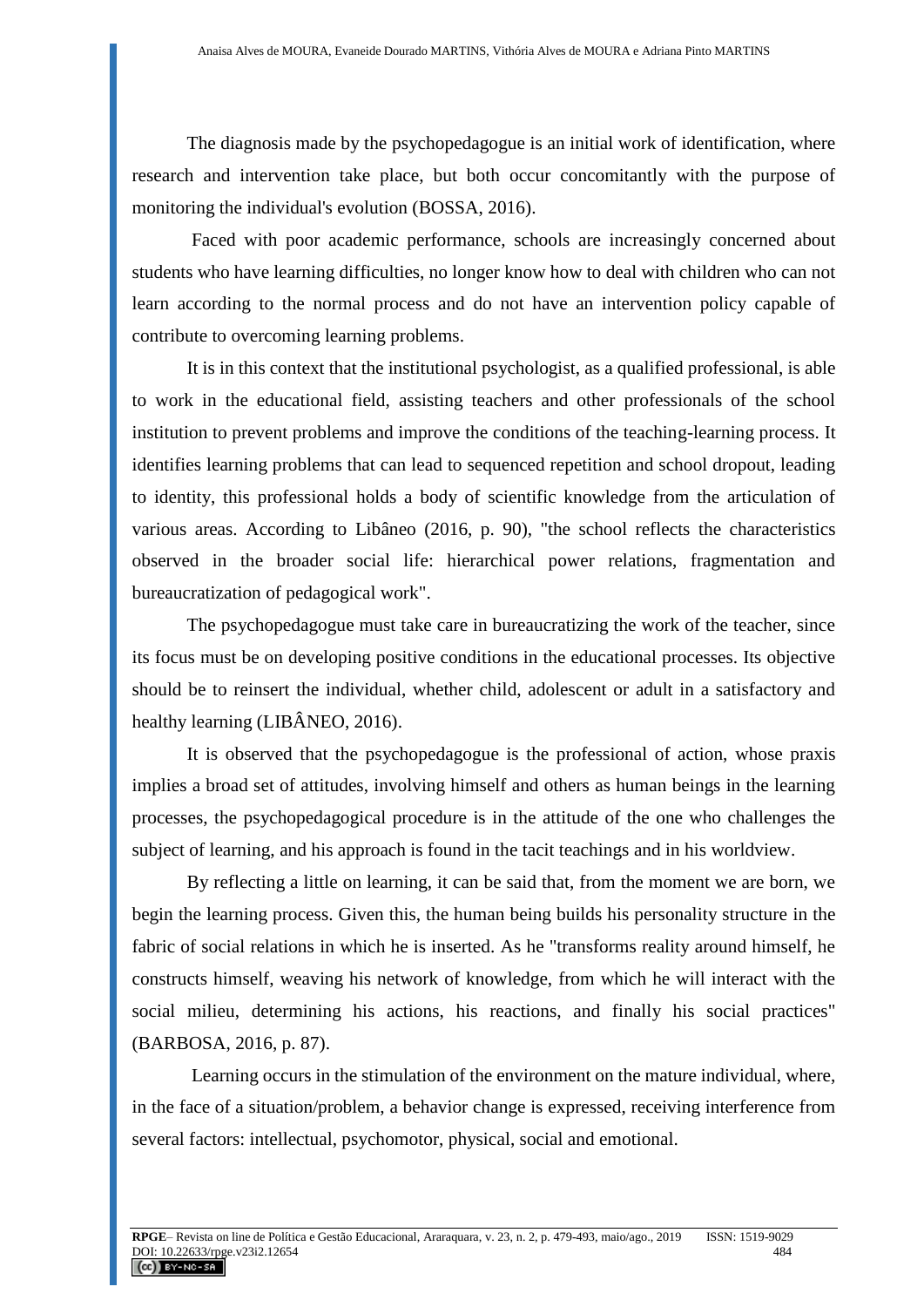The diagnosis made by the psychopedagogue is an initial work of identification, where research and intervention take place, but both occur concomitantly with the purpose of monitoring the individual's evolution (BOSSA, 2016).

Faced with poor academic performance, schools are increasingly concerned about students who have learning difficulties, no longer know how to deal with children who can not learn according to the normal process and do not have an intervention policy capable of contribute to overcoming learning problems.

It is in this context that the institutional psychologist, as a qualified professional, is able to work in the educational field, assisting teachers and other professionals of the school institution to prevent problems and improve the conditions of the teaching-learning process. It identifies learning problems that can lead to sequenced repetition and school dropout, leading to identity, this professional holds a body of scientific knowledge from the articulation of various areas. According to Libâneo (2016, p. 90), "the school reflects the characteristics observed in the broader social life: hierarchical power relations, fragmentation and bureaucratization of pedagogical work".

The psychopedagogue must take care in bureaucratizing the work of the teacher, since its focus must be on developing positive conditions in the educational processes. Its objective should be to reinsert the individual, whether child, adolescent or adult in a satisfactory and healthy learning (LIBÂNEO, 2016).

It is observed that the psychopedagogue is the professional of action, whose praxis implies a broad set of attitudes, involving himself and others as human beings in the learning processes, the psychopedagogical procedure is in the attitude of the one who challenges the subject of learning, and his approach is found in the tacit teachings and in his worldview.

By reflecting a little on learning, it can be said that, from the moment we are born, we begin the learning process. Given this, the human being builds his personality structure in the fabric of social relations in which he is inserted. As he "transforms reality around himself, he constructs himself, weaving his network of knowledge, from which he will interact with the social milieu, determining his actions, his reactions, and finally his social practices" (BARBOSA, 2016, p. 87).

Learning occurs in the stimulation of the environment on the mature individual, where, in the face of a situation/problem, a behavior change is expressed, receiving interference from several factors: intellectual, psychomotor, physical, social and emotional.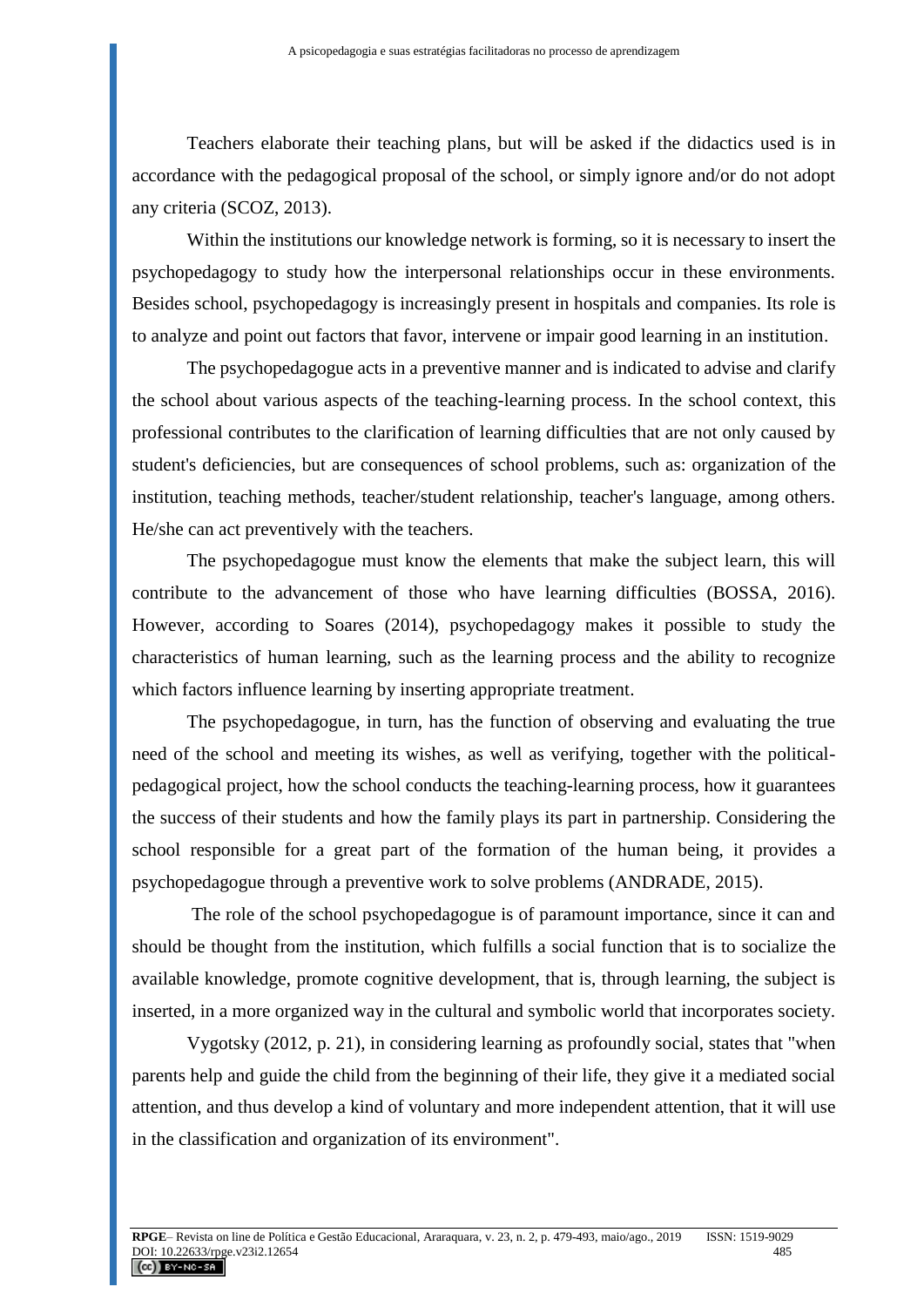Teachers elaborate their teaching plans, but will be asked if the didactics used is in accordance with the pedagogical proposal of the school, or simply ignore and/or do not adopt any criteria (SCOZ, 2013).

Within the institutions our knowledge network is forming, so it is necessary to insert the psychopedagogy to study how the interpersonal relationships occur in these environments. Besides school, psychopedagogy is increasingly present in hospitals and companies. Its role is to analyze and point out factors that favor, intervene or impair good learning in an institution.

The psychopedagogue acts in a preventive manner and is indicated to advise and clarify the school about various aspects of the teaching-learning process. In the school context, this professional contributes to the clarification of learning difficulties that are not only caused by student's deficiencies, but are consequences of school problems, such as: organization of the institution, teaching methods, teacher/student relationship, teacher's language, among others. He/she can act preventively with the teachers.

The psychopedagogue must know the elements that make the subject learn, this will contribute to the advancement of those who have learning difficulties (BOSSA, 2016). However, according to Soares (2014), psychopedagogy makes it possible to study the characteristics of human learning, such as the learning process and the ability to recognize which factors influence learning by inserting appropriate treatment.

The psychopedagogue, in turn, has the function of observing and evaluating the true need of the school and meeting its wishes, as well as verifying, together with the political-pedagogical project, how the school conducts the teaching-learning process, how it guarantees the success of their students and how the family plays its part in partnership. Considering the school responsible for a great part of the formation of the human being, it provides a psychopedagogue through a preventive work to solve problems (ANDRADE, 2015).

The role of the school psychopedagogue is of paramount importance, since it can and should be thought from the institution, which fulfills a social function that is to socialize the available knowledge, promote cognitive development, that is, through learning, the subject is inserted, in a more organized way in the cultural and symbolic world that incorporates society.

Vygotsky (2012, p. 21), in considering learning as profoundly social, states that "when parents help and guide the child from the beginning of their life, they give it a mediated social attention, and thus develop a kind of voluntary and more independent attention, that it will use in the classification and organization of its environment".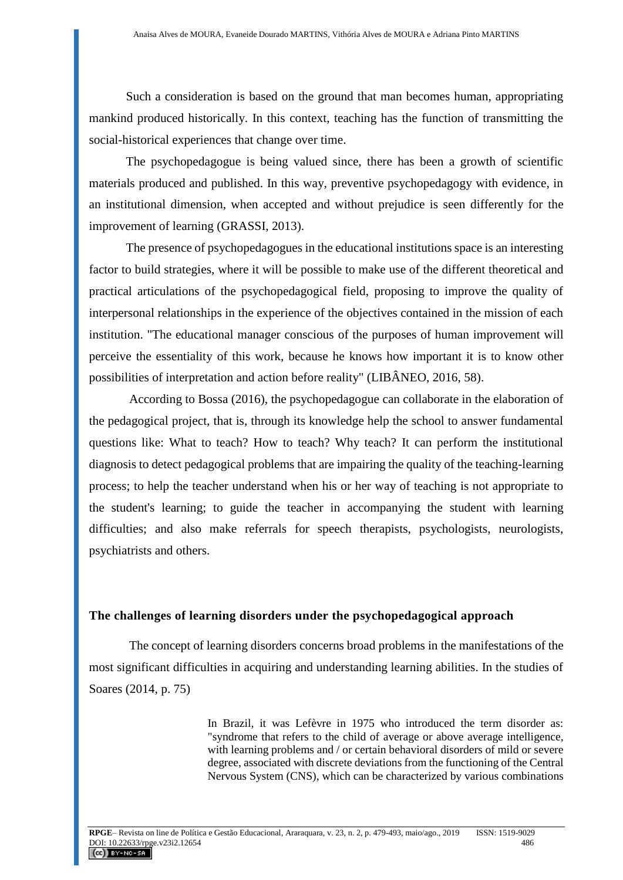Such a consideration is based on the ground that man becomes human, appropriating mankind produced historically. In this context, teaching has the function of transmitting the social-historical experiences that change over time.

The psychopedagogue is being valued since, there has been a growth of scientific materials produced and published. In this way, preventive psychopedagogy with evidence, in an institutional dimension, when accepted and without prejudice is seen differently for the improvement of learning (GRASSI, 2013).

The presence of psychopedagogues in the educational institutions space is an interesting factor to build strategies, where it will be possible to make use of the different theoretical and practical articulations of the psychopedagogical field, proposing to improve the quality of interpersonal relationships in the experience of the objectives contained in the mission of each institution. "The educational manager conscious of the purposes of human improvement will perceive the essentiality of this work, because he knows how important it is to know other possibilities of interpretation and action before reality" (LIBÂNEO, 2016, 58).

According to Bossa (2016), the psychopedagogue can collaborate in the elaboration of the pedagogical project, that is, through its knowledge help the school to answer fundamental questions like: What to teach? How to teach? Why teach? It can perform the institutional diagnosis to detect pedagogical problems that are impairing the quality of the teaching-learning process; to help the teacher understand when his or her way of teaching is not appropriate to the student's learning; to guide the teacher in accompanying the student with learning difficulties; and also make referrals for speech therapists, psychologists, neurologists, psychiatrists and others.

## The challenges of learning disorders under the psychopedagogical approach

The concept of learning disorders concerns broad problems in the manifestations of the most significant difficulties in acquiring and understanding learning abilities. In the studies of Soares (2014, p. 75)

> In Brazil, it was Lefèvre in 1975 who introduced the term disorder as: "syndrome that refers to the child of average or above average intelligence, with learning problems and / or certain behavioral disorders of mild or severe degree, associated with discrete deviations from the functioning of the Central Nervous System (CNS), which can be characterized by various combinations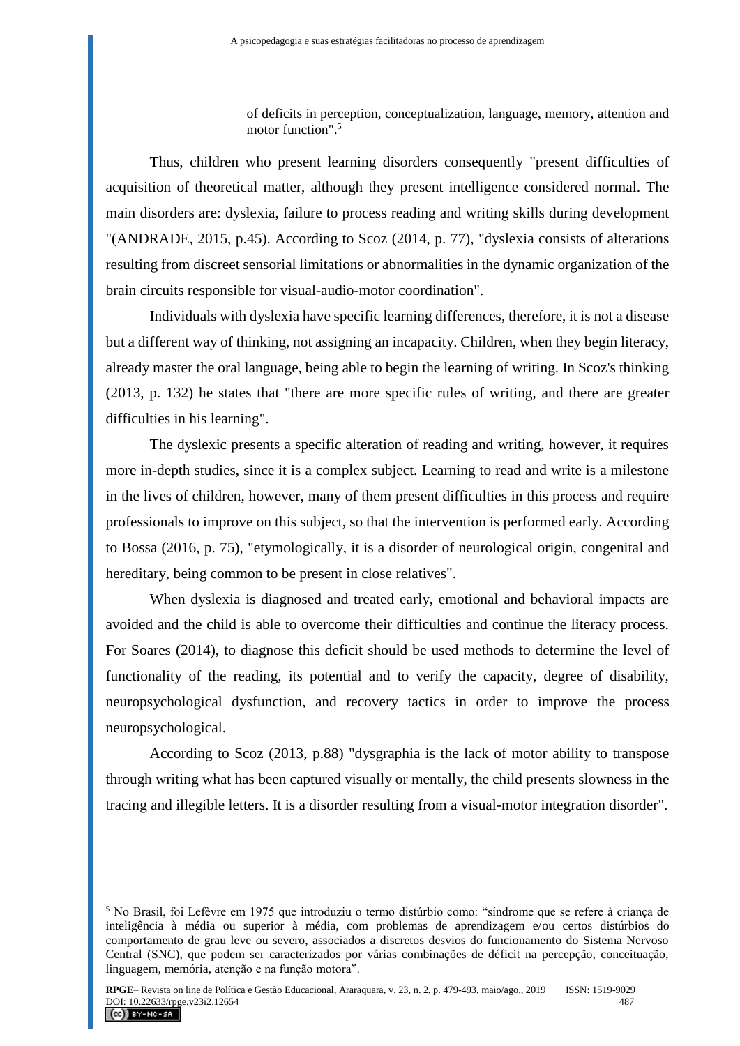> of deficits in perception, conceptualization, language, memory, attention and motor function".[5]

Thus, children who present learning disorders consequently "present difficulties of acquisition of theoretical matter, although they present intelligence considered normal. The main disorders are: dyslexia, failure to process reading and writing skills during development "(ANDRADE, 2015, p.45). According to Scoz (2014, p. 77), "dyslexia consists of alterations resulting from discreet sensorial limitations or abnormalities in the dynamic organization of the brain circuits responsible for visual-audio-motor coordination".

Individuals with dyslexia have specific learning differences, therefore, it is not a disease but a different way of thinking, not assigning an incapacity. Children, when they begin literacy, already master the oral language, being able to begin the learning of writing. In Scoz's thinking (2013, p. 132) he states that "there are more specific rules of writing, and there are greater difficulties in his learning".

The dyslexic presents a specific alteration of reading and writing, however, it requires more in-depth studies, since it is a complex subject. Learning to read and write is a milestone in the lives of children, however, many of them present difficulties in this process and require professionals to improve on this subject, so that the intervention is performed early. According to Bossa (2016, p. 75), "etymologically, it is a disorder of neurological origin, congenital and hereditary, being common to be present in close relatives".

When dyslexia is diagnosed and treated early, emotional and behavioral impacts are avoided and the child is able to overcome their difficulties and continue the literacy process. For Soares (2014), to diagnose this deficit should be used methods to determine the level of functionality of the reading, its potential and to verify the capacity, degree of disability, neuropsychological dysfunction, and recovery tactics in order to improve the process neuropsychological.

According to Scoz (2013, p.88) "dysgraphia is the lack of motor ability to transpose through writing what has been captured visually or mentally, the child presents slowness in the tracing and illegible letters. It is a disorder resulting from a visual-motor integration disorder".

---

[5] No Brasil, foi Lefèvre em 1975 que introduziu o termo distúrbio como: "síndrome que se refere à criança de inteligência à média ou superior à média, com problemas de aprendizagem e/ou certos distúrbios do comportamento de grau leve ou severo, associados a discretos desvios do funcionamento do Sistema Nervoso Central (SNC), que podem ser caracterizados por várias combinações de déficit na percepção, conceituação, linguagem, memória, atenção e na função motora".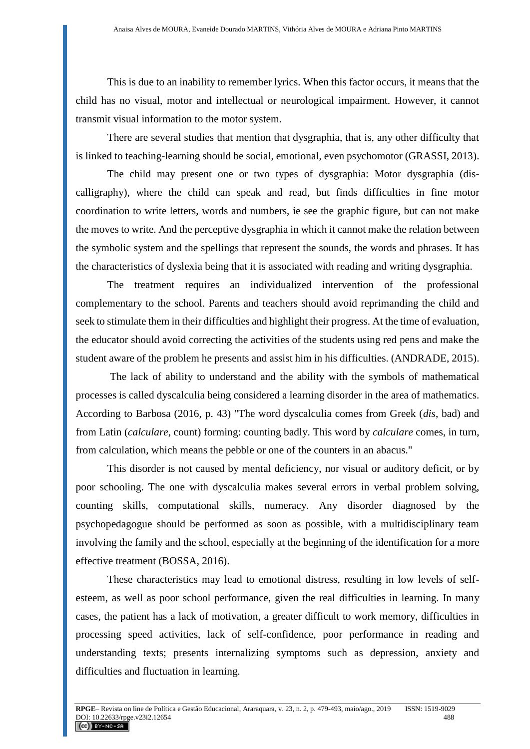This is due to an inability to remember lyrics. When this factor occurs, it means that the child has no visual, motor and intellectual or neurological impairment. However, it cannot transmit visual information to the motor system.

There are several studies that mention that dysgraphia, that is, any other difficulty that is linked to teaching-learning should be social, emotional, even psychomotor (GRASSI, 2013).

The child may present one or two types of dysgraphia: Motor dysgraphia (dis-calligraphy), where the child can speak and read, but finds difficulties in fine motor coordination to write letters, words and numbers, ie see the graphic figure, but can not make the moves to write. And the perceptive dysgraphia in which it cannot make the relation between the symbolic system and the spellings that represent the sounds, the words and phrases. It has the characteristics of dyslexia being that it is associated with reading and writing dysgraphia.

The treatment requires an individualized intervention of the professional complementary to the school. Parents and teachers should avoid reprimanding the child and seek to stimulate them in their difficulties and highlight their progress. At the time of evaluation, the educator should avoid correcting the activities of the students using red pens and make the student aware of the problem he presents and assist him in his difficulties. (ANDRADE, 2015).

The lack of ability to understand and the ability with the symbols of mathematical processes is called dyscalculia being considered a learning disorder in the area of mathematics. According to Barbosa (2016, p. 43) "The word dyscalculia comes from Greek (*dis*, bad) and from Latin (*calculare*, count) forming: counting badly. This word by *calculare* comes, in turn, from calculation, which means the pebble or one of the counters in an abacus."

This disorder is not caused by mental deficiency, nor visual or auditory deficit, or by poor schooling. The one with dyscalculia makes several errors in verbal problem solving, counting skills, computational skills, numeracy. Any disorder diagnosed by the psychopedagogue should be performed as soon as possible, with a multidisciplinary team involving the family and the school, especially at the beginning of the identification for a more effective treatment (BOSSA, 2016).

These characteristics may lead to emotional distress, resulting in low levels of self-esteem, as well as poor school performance, given the real difficulties in learning. In many cases, the patient has a lack of motivation, a greater difficult to work memory, difficulties in processing speed activities, lack of self-confidence, poor performance in reading and understanding texts; presents internalizing symptoms such as depression, anxiety and difficulties and fluctuation in learning.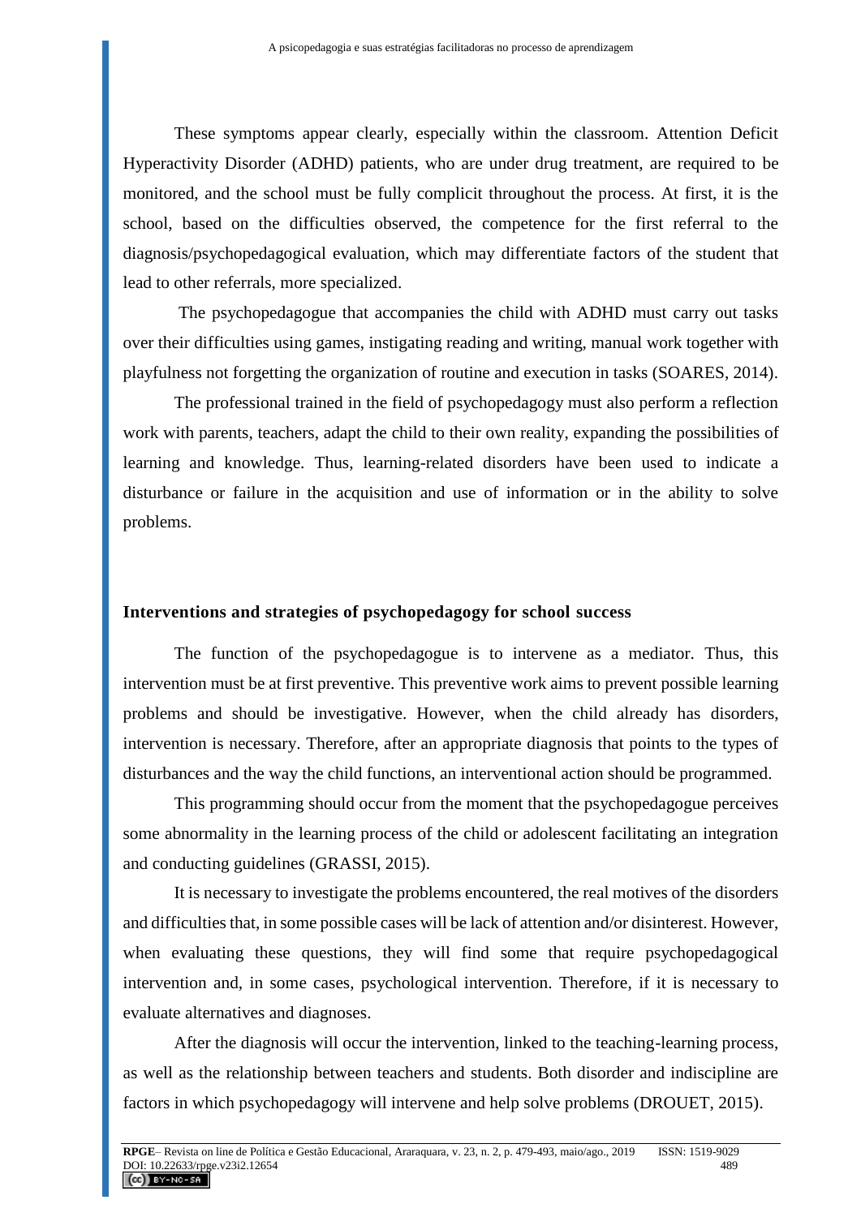These symptoms appear clearly, especially within the classroom. Attention Deficit Hyperactivity Disorder (ADHD) patients, who are under drug treatment, are required to be monitored, and the school must be fully complicit throughout the process. At first, it is the school, based on the difficulties observed, the competence for the first referral to the diagnosis/psychopedagogical evaluation, which may differentiate factors of the student that lead to other referrals, more specialized.

The psychopedagogue that accompanies the child with ADHD must carry out tasks over their difficulties using games, instigating reading and writing, manual work together with playfulness not forgetting the organization of routine and execution in tasks (SOARES, 2014).

The professional trained in the field of psychopedagogy must also perform a reflection work with parents, teachers, adapt the child to their own reality, expanding the possibilities of learning and knowledge. Thus, learning-related disorders have been used to indicate a disturbance or failure in the acquisition and use of information or in the ability to solve problems.

## Interventions and strategies of psychopedagogy for school success

The function of the psychopedagogue is to intervene as a mediator. Thus, this intervention must be at first preventive. This preventive work aims to prevent possible learning problems and should be investigative. However, when the child already has disorders, intervention is necessary. Therefore, after an appropriate diagnosis that points to the types of disturbances and the way the child functions, an interventional action should be programmed.

This programming should occur from the moment that the psychopedagogue perceives some abnormality in the learning process of the child or adolescent facilitating an integration and conducting guidelines (GRASSI, 2015).

It is necessary to investigate the problems encountered, the real motives of the disorders and difficulties that, in some possible cases will be lack of attention and/or disinterest. However, when evaluating these questions, they will find some that require psychopedagogical intervention and, in some cases, psychological intervention. Therefore, if it is necessary to evaluate alternatives and diagnoses.

After the diagnosis will occur the intervention, linked to the teaching-learning process, as well as the relationship between teachers and students. Both disorder and indiscipline are factors in which psychopedagogy will intervene and help solve problems (DROUET, 2015).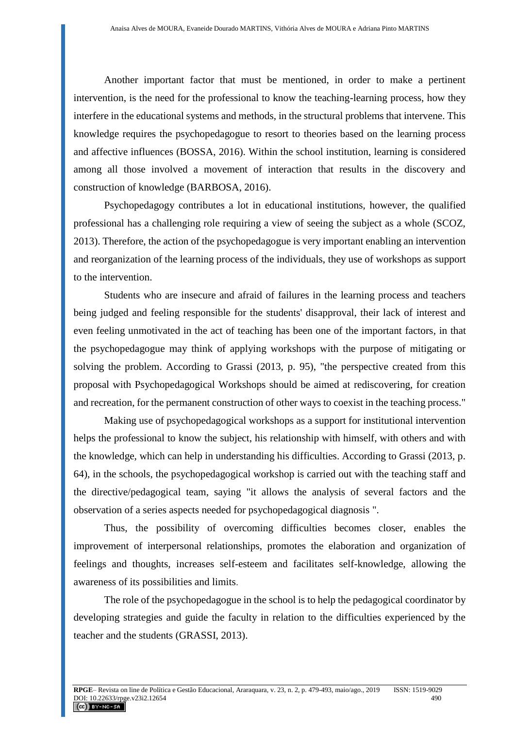Another important factor that must be mentioned, in order to make a pertinent intervention, is the need for the professional to know the teaching-learning process, how they interfere in the educational systems and methods, in the structural problems that intervene. This knowledge requires the psychopedagogue to resort to theories based on the learning process and affective influences (BOSSA, 2016). Within the school institution, learning is considered among all those involved a movement of interaction that results in the discovery and construction of knowledge (BARBOSA, 2016).

Psychopedagogy contributes a lot in educational institutions, however, the qualified professional has a challenging role requiring a view of seeing the subject as a whole (SCOZ, 2013). Therefore, the action of the psychopedagogue is very important enabling an intervention and reorganization of the learning process of the individuals, they use of workshops as support to the intervention.

Students who are insecure and afraid of failures in the learning process and teachers being judged and feeling responsible for the students' disapproval, their lack of interest and even feeling unmotivated in the act of teaching has been one of the important factors, in that the psychopedagogue may think of applying workshops with the purpose of mitigating or solving the problem. According to Grassi (2013, p. 95), "the perspective created from this proposal with Psychopedagogical Workshops should be aimed at rediscovering, for creation and recreation, for the permanent construction of other ways to coexist in the teaching process."

Making use of psychopedagogical workshops as a support for institutional intervention helps the professional to know the subject, his relationship with himself, with others and with the knowledge, which can help in understanding his difficulties. According to Grassi (2013, p. 64), in the schools, the psychopedagogical workshop is carried out with the teaching staff and the directive/pedagogical team, saying "it allows the analysis of several factors and the observation of a series aspects needed for psychopedagogical diagnosis ".

Thus, the possibility of overcoming difficulties becomes closer, enables the improvement of interpersonal relationships, promotes the elaboration and organization of feelings and thoughts, increases self-esteem and facilitates self-knowledge, allowing the awareness of its possibilities and limits.

The role of the psychopedagogue in the school is to help the pedagogical coordinator by developing strategies and guide the faculty in relation to the difficulties experienced by the teacher and the students (GRASSI, 2013).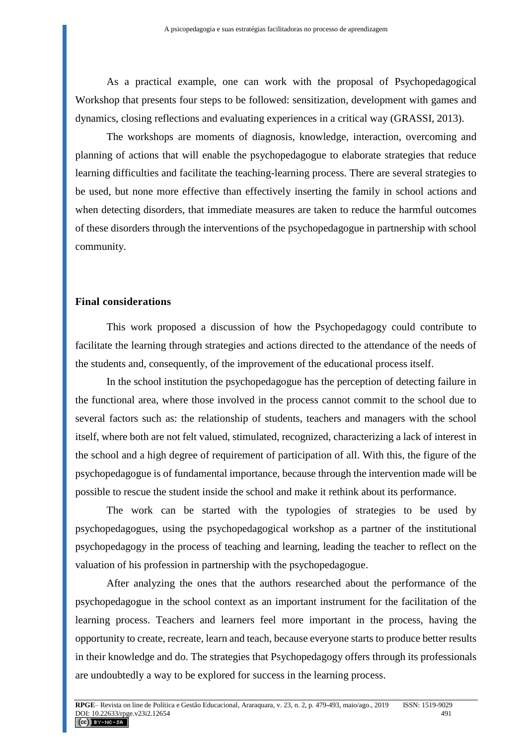As a practical example, one can work with the proposal of Psychopedagogical Workshop that presents four steps to be followed: sensitization, development with games and dynamics, closing reflections and evaluating experiences in a critical way (GRASSI, 2013).

The workshops are moments of diagnosis, knowledge, interaction, overcoming and planning of actions that will enable the psychopedagogue to elaborate strategies that reduce learning difficulties and facilitate the teaching-learning process. There are several strategies to be used, but none more effective than effectively inserting the family in school actions and when detecting disorders, that immediate measures are taken to reduce the harmful outcomes of these disorders through the interventions of the psychopedagogue in partnership with school community.

## Final considerations

This work proposed a discussion of how the Psychopedagogy could contribute to facilitate the learning through strategies and actions directed to the attendance of the needs of the students and, consequently, of the improvement of the educational process itself.

In the school institution the psychopedagogue has the perception of detecting failure in the functional area, where those involved in the process cannot commit to the school due to several factors such as: the relationship of students, teachers and managers with the school itself, where both are not felt valued, stimulated, recognized, characterizing a lack of interest in the school and a high degree of requirement of participation of all. With this, the figure of the psychopedagogue is of fundamental importance, because through the intervention made will be possible to rescue the student inside the school and make it rethink about its performance.

The work can be started with the typologies of strategies to be used by psychopedagogues, using the psychopedagogical workshop as a partner of the institutional psychopedagogy in the process of teaching and learning, leading the teacher to reflect on the valuation of his profession in partnership with the psychopedagogue.

After analyzing the ones that the authors researched about the performance of the psychopedagogue in the school context as an important instrument for the facilitation of the learning process. Teachers and learners feel more important in the process, having the opportunity to create, recreate, learn and teach, because everyone starts to produce better results in their knowledge and do. The strategies that Psychopedagogy offers through its professionals are undoubtedly a way to be explored for success in the learning process.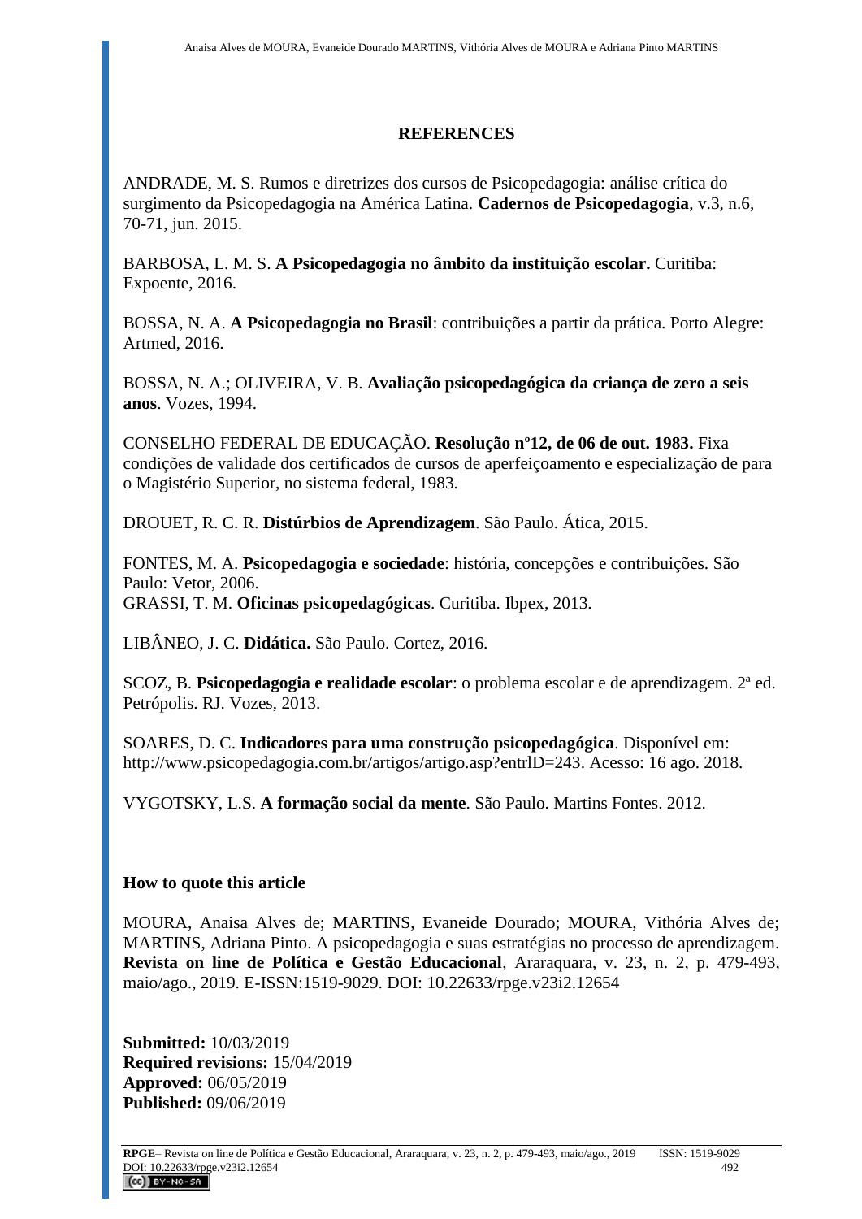## REFERENCES

ANDRADE, M. S. Rumos e diretrizes dos cursos de Psicopedagogia: análise crítica do surgimento da Psicopedagogia na América Latina. **Cadernos de Psicopedagogia**, v.3, n.6, 70-71, jun. 2015.

BARBOSA, L. M. S. **A Psicopedagogia no âmbito da instituição escolar.** Curitiba: Expoente, 2016.

BOSSA, N. A. **A Psicopedagogia no Brasil**: contribuições a partir da prática. Porto Alegre: Artmed, 2016.

BOSSA, N. A.; OLIVEIRA, V. B. **Avaliação psicopedagógica da criança de zero a seis anos**. Vozes, 1994.

CONSELHO FEDERAL DE EDUCAÇÃO. **Resolução nº12, de 06 de out. 1983.** Fixa condições de validade dos certificados de cursos de aperfeiçoamento e especialização de para o Magistério Superior, no sistema federal, 1983.

DROUET, R. C. R. **Distúrbios de Aprendizagem**. São Paulo. Ática, 2015.

FONTES, M. A. **Psicopedagogia e sociedade**: história, concepções e contribuições. São Paulo: Vetor, 2006.
GRASSI, T. M. **Oficinas psicopedagógicas**. Curitiba. Ibpex, 2013.

LIBÂNEO, J. C. **Didática.** São Paulo. Cortez, 2016.

SCOZ, B. **Psicopedagogia e realidade escolar**: o problema escolar e de aprendizagem. 2ª ed. Petrópolis. RJ. Vozes, 2013.

SOARES, D. C. **Indicadores para uma construção psicopedagógica**. Disponível em: http://www.psicopedagogia.com.br/artigos/artigo.asp?entrlD=243. Acesso: 16 ago. 2018.

VYGOTSKY, L.S. **A formação social da mente**. São Paulo. Martins Fontes. 2012.

### How to quote this article

MOURA, Anaisa Alves de; MARTINS, Evaneide Dourado; MOURA, Vithória Alves de; MARTINS, Adriana Pinto. A psicopedagogia e suas estratégias no processo de aprendizagem. **Revista on line de Política e Gestão Educacional**, Araraquara, v. 23, n. 2, p. 479-493, maio/ago., 2019. E-ISSN:1519-9029. DOI: 10.22633/rpge.v23i2.12654

**Submitted:** 10/03/2019
**Required revisions:** 15/04/2019
**Approved:** 06/05/2019
**Published:** 09/06/2019